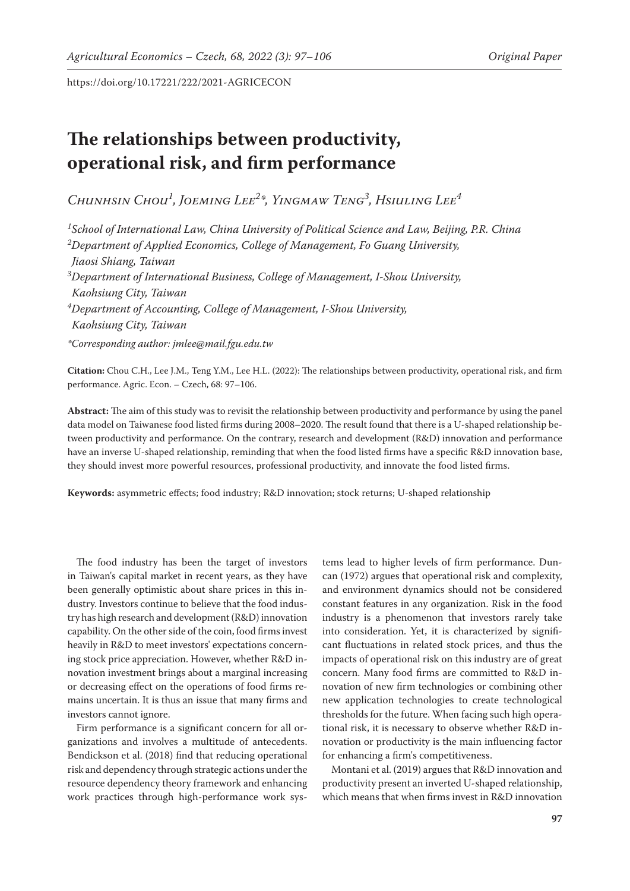https://doi.org/10.17221/222/2021-AGRICECON

# The relationships between productivity, operational risk, and firm performance

*Chunhsin Chou[1], Joeming Lee[2]*, Yingmaw Teng[3], Hsiuling Lee[4]*

*[1]School of International Law, China University of Political Science and Law, Beijing, P.R. China*
*[2]Department of Applied Economics, College of Management, Fo Guang University, Jiaosi Shiang, Taiwan*
*[3]Department of International Business, College of Management, I-Shou University, Kaohsiung City, Taiwan*
*[4]Department of Accounting, College of Management, I-Shou University, Kaohsiung City, Taiwan*

**Corresponding author: jmlee@mail.fgu.edu.tw*

**Citation:** Chou C.H., Lee J.M., Teng Y.M., Lee H.L. (2022): The relationships between productivity, operational risk, and firm performance. Agric. Econ. – Czech, 68: 97–106.

**Abstract:** The aim of this study was to revisit the relationship between productivity and performance by using the panel data model on Taiwanese food listed firms during 2008–2020. The result found that there is a U-shaped relationship between productivity and performance. On the contrary, research and development (R&D) innovation and performance have an inverse U-shaped relationship, reminding that when the food listed firms have a specific R&D innovation base, they should invest more powerful resources, professional productivity, and innovate the food listed firms.

**Keywords:** asymmetric effects; food industry; R&D innovation; stock returns; U-shaped relationship

The food industry has been the target of investors in Taiwan's capital market in recent years, as they have been generally optimistic about share prices in this industry. Investors continue to believe that the food industry has high research and development (R&D) innovation capability. On the other side of the coin, food firms invest heavily in R&D to meet investors' expectations concerning stock price appreciation. However, whether R&D innovation investment brings about a marginal increasing or decreasing effect on the operations of food firms remains uncertain. It is thus an issue that many firms and investors cannot ignore.

Firm performance is a significant concern for all organizations and involves a multitude of antecedents. Bendickson et al. (2018) find that reducing operational risk and dependency through strategic actions under the resource dependency theory framework and enhancing work practices through high-performance work systems lead to higher levels of firm performance. Duncan (1972) argues that operational risk and complexity, and environment dynamics should not be considered constant features in any organization. Risk in the food industry is a phenomenon that investors rarely take into consideration. Yet, it is characterized by significant fluctuations in related stock prices, and thus the impacts of operational risk on this industry are of great concern. Many food firms are committed to R&D innovation of new firm technologies or combining other new application technologies to create technological thresholds for the future. When facing such high operational risk, it is necessary to observe whether R&D innovation or productivity is the main influencing factor for enhancing a firm's competitiveness.

Montani et al. (2019) argues that R&D innovation and productivity present an inverted U-shaped relationship, which means that when firms invest in R&D innovation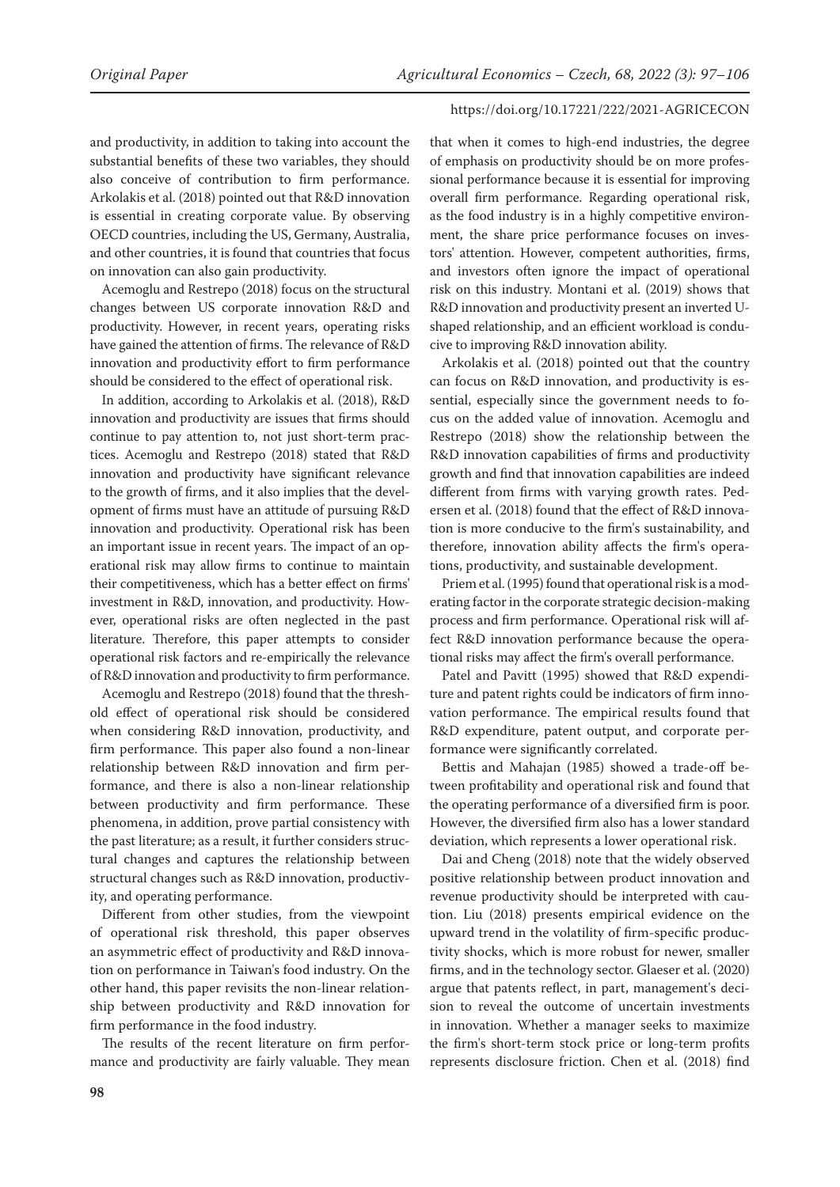and productivity, in addition to taking into account the substantial benefits of these two variables, they should also conceive of contribution to firm performance. Arkolakis et al. (2018) pointed out that R&D innovation is essential in creating corporate value. By observing OECD countries, including the US, Germany, Australia, and other countries, it is found that countries that focus on innovation can also gain productivity.

Acemoglu and Restrepo (2018) focus on the structural changes between US corporate innovation R&D and productivity. However, in recent years, operating risks have gained the attention of firms. The relevance of R&D innovation and productivity effort to firm performance should be considered to the effect of operational risk.

In addition, according to Arkolakis et al. (2018), R&D innovation and productivity are issues that firms should continue to pay attention to, not just short-term practices. Acemoglu and Restrepo (2018) stated that R&D innovation and productivity have significant relevance to the growth of firms, and it also implies that the development of firms must have an attitude of pursuing R&D innovation and productivity. Operational risk has been an important issue in recent years. The impact of an operational risk may allow firms to continue to maintain their competitiveness, which has a better effect on firms' investment in R&D, innovation, and productivity. However, operational risks are often neglected in the past literature. Therefore, this paper attempts to consider operational risk factors and re-empirically the relevance of R&D innovation and productivity to firm performance.

Acemoglu and Restrepo (2018) found that the threshold effect of operational risk should be considered when considering R&D innovation, productivity, and firm performance. This paper also found a non-linear relationship between R&D innovation and firm performance, and there is also a non-linear relationship between productivity and firm performance. These phenomena, in addition, prove partial consistency with the past literature; as a result, it further considers structural changes and captures the relationship between structural changes such as R&D innovation, productivity, and operating performance.

Different from other studies, from the viewpoint of operational risk threshold, this paper observes an asymmetric effect of productivity and R&D innovation on performance in Taiwan's food industry. On the other hand, this paper revisits the non-linear relationship between productivity and R&D innovation for firm performance in the food industry.

The results of the recent literature on firm performance and productivity are fairly valuable. They mean that when it comes to high-end industries, the degree of emphasis on productivity should be on more professional performance because it is essential for improving overall firm performance. Regarding operational risk, as the food industry is in a highly competitive environment, the share price performance focuses on investors' attention. However, competent authorities, firms, and investors often ignore the impact of operational risk on this industry. Montani et al. (2019) shows that R&D innovation and productivity present an inverted U-shaped relationship, and an efficient workload is conducive to improving R&D innovation ability.

Arkolakis et al. (2018) pointed out that the country can focus on R&D innovation, and productivity is essential, especially since the government needs to focus on the added value of innovation. Acemoglu and Restrepo (2018) show the relationship between the R&D innovation capabilities of firms and productivity growth and find that innovation capabilities are indeed different from firms with varying growth rates. Pedersen et al. (2018) found that the effect of R&D innovation is more conducive to the firm's sustainability, and therefore, innovation ability affects the firm's operations, productivity, and sustainable development.

Priem et al. (1995) found that operational risk is a moderating factor in the corporate strategic decision-making process and firm performance. Operational risk will affect R&D innovation performance because the operational risks may affect the firm's overall performance.

Patel and Pavitt (1995) showed that R&D expenditure and patent rights could be indicators of firm innovation performance. The empirical results found that R&D expenditure, patent output, and corporate performance were significantly correlated.

Bettis and Mahajan (1985) showed a trade-off between profitability and operational risk and found that the operating performance of a diversified firm is poor. However, the diversified firm also has a lower standard deviation, which represents a lower operational risk.

Dai and Cheng (2018) note that the widely observed positive relationship between product innovation and revenue productivity should be interpreted with caution. Liu (2018) presents empirical evidence on the upward trend in the volatility of firm-specific productivity shocks, which is more robust for newer, smaller firms, and in the technology sector. Glaeser et al. (2020) argue that patents reflect, in part, management's decision to reveal the outcome of uncertain investments in innovation. Whether a manager seeks to maximize the firm's short-term stock price or long-term profits represents disclosure friction. Chen et al. (2018) find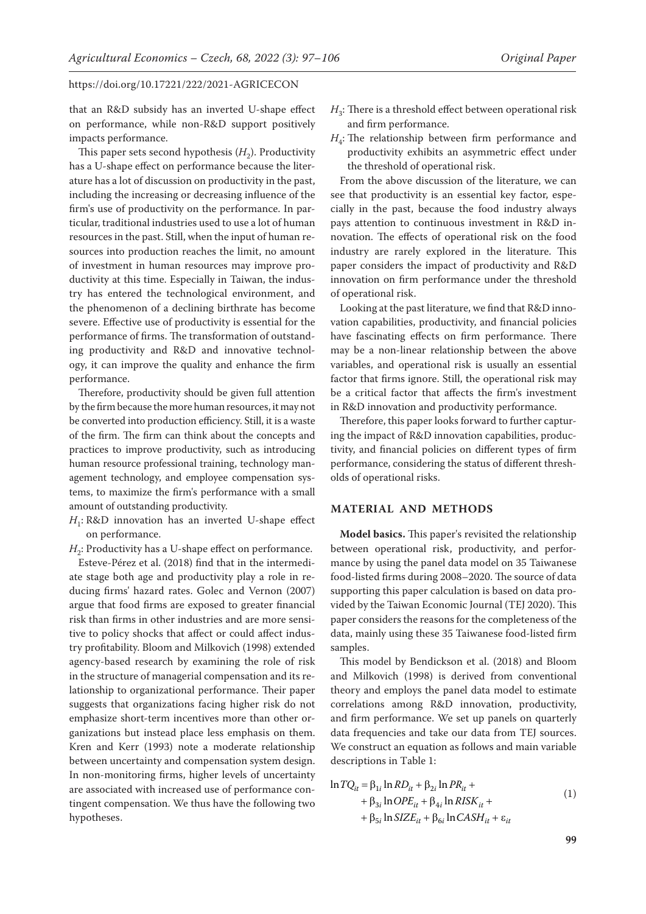that an R&D subsidy has an inverted U-shape effect on performance, while non-R&D support positively impacts performance.

This paper sets second hypothesis ($H_2$). Productivity has a U-shape effect on performance because the literature has a lot of discussion on productivity in the past, including the increasing or decreasing influence of the firm's use of productivity on the performance. In particular, traditional industries used to use a lot of human resources in the past. Still, when the input of human resources into production reaches the limit, no amount of investment in human resources may improve productivity at this time. Especially in Taiwan, the industry has entered the technological environment, and the phenomenon of a declining birthrate has become severe. Effective use of productivity is essential for the performance of firms. The transformation of outstanding productivity and R&D and innovative technology, it can improve the quality and enhance the firm performance.

Therefore, productivity should be given full attention by the firm because the more human resources, it may not be converted into production efficiency. Still, it is a waste of the firm. The firm can think about the concepts and practices to improve productivity, such as introducing human resource professional training, technology management technology, and employee compensation systems, to maximize the firm's performance with a small amount of outstanding productivity.

$H_1$: R&D innovation has an inverted U-shape effect on performance.

$H_2$: Productivity has a U-shape effect on performance.

Esteve-Pérez et al. (2018) find that in the intermediate stage both age and productivity play a role in reducing firms' hazard rates. Golec and Vernon (2007) argue that food firms are exposed to greater financial risk than firms in other industries and are more sensitive to policy shocks that affect or could affect industry profitability. Bloom and Milkovich (1998) extended agency-based research by examining the role of risk in the structure of managerial compensation and its relationship to organizational performance. Their paper suggests that organizations facing higher risk do not emphasize short-term incentives more than other organizations but instead place less emphasis on them. Kren and Kerr (1993) note a moderate relationship between uncertainty and compensation system design. In non-monitoring firms, higher levels of uncertainty are associated with increased use of performance contingent compensation. We thus have the following two hypotheses.

$H_3$: There is a threshold effect between operational risk and firm performance.

$H_4$: The relationship between firm performance and productivity exhibits an asymmetric effect under the threshold of operational risk.

From the above discussion of the literature, we can see that productivity is an essential key factor, especially in the past, because the food industry always pays attention to continuous investment in R&D innovation. The effects of operational risk on the food industry are rarely explored in the literature. This paper considers the impact of productivity and R&D innovation on firm performance under the threshold of operational risk.

Looking at the past literature, we find that R&D innovation capabilities, productivity, and financial policies have fascinating effects on firm performance. There may be a non-linear relationship between the above variables, and operational risk is usually an essential factor that firms ignore. Still, the operational risk may be a critical factor that affects the firm's investment in R&D innovation and productivity performance.

Therefore, this paper looks forward to further capturing the impact of R&D innovation capabilities, productivity, and financial policies on different types of firm performance, considering the status of different thresholds of operational risks.

## MATERIAL AND METHODS

**Model basics.** This paper's revisited the relationship between operational risk, productivity, and performance by using the panel data model on 35 Taiwanese food-listed firms during 2008–2020. The source of data supporting this paper calculation is based on data provided by the Taiwan Economic Journal (TEJ 2020). This paper considers the reasons for the completeness of the data, mainly using these 35 Taiwanese food-listed firm samples.

This model by Bendickson et al. (2018) and Bloom and Milkovich (1998) is derived from conventional theory and employs the panel data model to estimate correlations among R&D innovation, productivity, and firm performance. We set up panels on quarterly data frequencies and take our data from TEJ sources. We construct an equation as follows and main variable descriptions in Table 1:

$$\begin{aligned}\ln TQ_{it} = {} & \beta_{1i} \ln RD_{it} + \beta_{2i} \ln PR_{it} + \\ & + \beta_{3i} \ln OPE_{it} + \beta_{4i} \ln RISK_{it} + \\ & + \beta_{5i} \ln SIZE_{it} + \beta_{6i} \ln CASH_{it} + \varepsilon_{it}\end{aligned} \tag{1}$$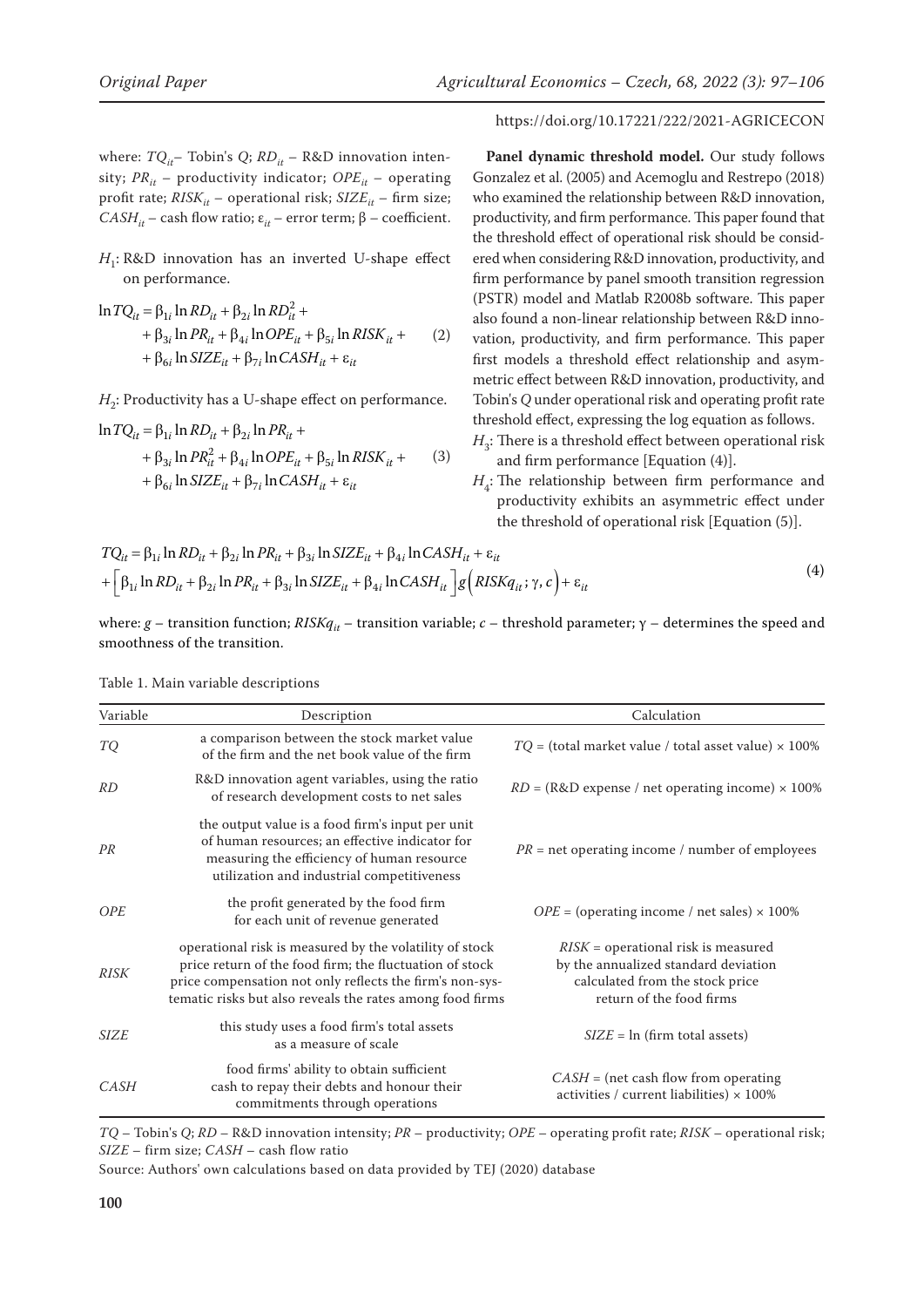where: $TQ_{it}$ – Tobin's Q; $RD_{it}$ – R&D innovation intensity; $PR_{it}$ – productivity indicator; $OPE_{it}$ – operating profit rate; $RISK_{it}$ – operational risk; $SIZE_{it}$ – firm size; $CASH_{it}$ – cash flow ratio; $\varepsilon_{it}$ – error term; β – coefficient.

$H_1$: R&D innovation has an inverted U-shape effect on performance.

$$\ln TQ_{it} = \beta_{1i} \ln RD_{it} + \beta_{2i} \ln RD_{it}^2 + \beta_{3i} \ln PR_{it} + \beta_{4i} \ln OPE_{it} + \beta_{5i} \ln RISK_{it} + \beta_{6i} \ln SIZE_{it} + \beta_{7i} \ln CASH_{it} + \varepsilon_{it} \quad (2)$$

$H_2$: Productivity has a U-shape effect on performance.

$$\ln TQ_{it} = \beta_{1i} \ln RD_{it} + \beta_{2i} \ln PR_{it} + \beta_{3i} \ln PR_{it}^2 + \beta_{4i} \ln OPE_{it} + \beta_{5i} \ln RISK_{it} + \beta_{6i} \ln SIZE_{it} + \beta_{7i} \ln CASH_{it} + \varepsilon_{it} \quad (3)$$

**Panel dynamic threshold model.** Our study follows Gonzalez et al. (2005) and Acemoglu and Restrepo (2018) who examined the relationship between R&D innovation, productivity, and firm performance. This paper found that the threshold effect of operational risk should be considered when considering R&D innovation, productivity, and firm performance by panel smooth transition regression (PSTR) model and Matlab R2008b software. This paper also found a non-linear relationship between R&D innovation, productivity, and firm performance. This paper first models a threshold effect relationship and asymmetric effect between R&D innovation, productivity, and Tobin's Q under operational risk and operating profit rate threshold effect, expressing the log equation as follows.

$H_3$: There is a threshold effect between operational risk and firm performance [Equation (4)].

$H_4$: The relationship between firm performance and productivity exhibits an asymmetric effect under the threshold of operational risk [Equation (5)].

$$TQ_{it} = \beta_{1i} \ln RD_{it} + \beta_{2i} \ln PR_{it} + \beta_{3i} \ln SIZE_{it} + \beta_{4i} \ln CASH_{it} + \varepsilon_{it} + \left[ \beta_{1i} \ln RD_{it} + \beta_{2i} \ln PR_{it} + \beta_{3i} \ln SIZE_{it} + \beta_{4i} \ln CASH_{it} \right] g\left( RISKq_{it}; \gamma, c \right) + \varepsilon_{it} \quad (4)$$

where: $g$ – transition function; $RISKq_{it}$ – transition variable; $c$ – threshold parameter; γ – determines the speed and smoothness of the transition.

Table 1. Main variable descriptions

| Variable | Description | Calculation |
|---|---|---|
| *TQ* | a comparison between the stock market value of the firm and the net book value of the firm | *TQ* = (total market value / total asset value) × 100% |
| *RD* | R&D innovation agent variables, using the ratio of research development costs to net sales | *RD* = (R&D expense / net operating income) × 100% |
| *PR* | the output value is a food firm's input per unit of human resources; an effective indicator for measuring the efficiency of human resource utilization and industrial competitiveness | *PR* = net operating income / number of employees |
| *OPE* | the profit generated by the food firm for each unit of revenue generated | *OPE* = (operating income / net sales) × 100% |
| *RISK* | operational risk is measured by the volatility of stock price return of the food firm; the fluctuation of stock price compensation not only reflects the firm's non-systematic risks but also reveals the rates among food firms | *RISK* = operational risk is measured by the annualized standard deviation calculated from the stock price return of the food firms |
| *SIZE* | this study uses a food firm's total assets as a measure of scale | *SIZE* = ln (firm total assets) |
| *CASH* | food firms' ability to obtain sufficient cash to repay their debts and honour their commitments through operations | *CASH* = (net cash flow from operating activities / current liabilities) × 100% |

*TQ* – Tobin's Q; *RD* – R&D innovation intensity; *PR* – productivity; *OPE* – operating profit rate; *RISK* – operational risk; *SIZE* – firm size; *CASH* – cash flow ratio

Source: Authors' own calculations based on data provided by TEJ (2020) database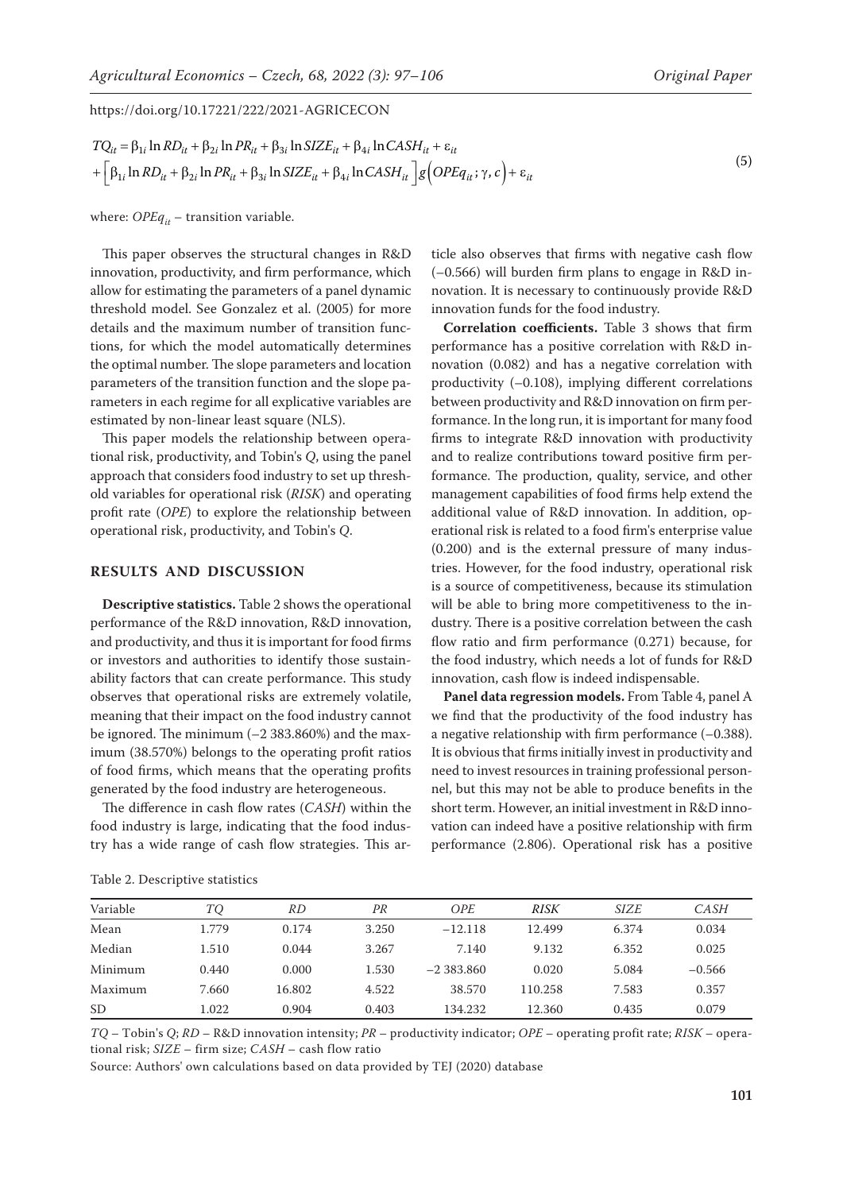$$TQ_{it} = \beta_{1i} \ln RD_{it} + \beta_{2i} \ln PR_{it} + \beta_{3i} \ln SIZE_{it} + \beta_{4i} \ln CASH_{it} + \varepsilon_{it}$$
$$+ \left[ \beta_{1i} \ln RD_{it} + \beta_{2i} \ln PR_{it} + \beta_{3i} \ln SIZE_{it} + \beta_{4i} \ln CASH_{it} \right] g\left( OPEq_{it}; \gamma, c \right) + \varepsilon_{it} \tag{5}$$

where: $OPEq_{it}$ – transition variable.

This paper observes the structural changes in R&D innovation, productivity, and firm performance, which allow for estimating the parameters of a panel dynamic threshold model. See Gonzalez et al. (2005) for more details and the maximum number of transition functions, for which the model automatically determines the optimal number. The slope parameters and location parameters of the transition function and the slope parameters in each regime for all explicative variables are estimated by non-linear least square (NLS).

This paper models the relationship between operational risk, productivity, and Tobin's *Q*, using the panel approach that considers food industry to set up threshold variables for operational risk (*RISK*) and operating profit rate (*OPE*) to explore the relationship between operational risk, productivity, and Tobin's *Q*.

## RESULTS AND DISCUSSION

**Descriptive statistics.** Table 2 shows the operational performance of the R&D innovation, R&D innovation, and productivity, and thus it is important for food firms or investors and authorities to identify those sustainability factors that can create performance. This study observes that operational risks are extremely volatile, meaning that their impact on the food industry cannot be ignored. The minimum (–2 383.860%) and the maximum (38.570%) belongs to the operating profit ratios of food firms, which means that the operating profits generated by the food industry are heterogeneous.

The difference in cash flow rates (*CASH*) within the food industry is large, indicating that the food industry has a wide range of cash flow strategies. This article also observes that firms with negative cash flow (–0.566) will burden firm plans to engage in R&D innovation. It is necessary to continuously provide R&D innovation funds for the food industry.

**Correlation coefficients.** Table 3 shows that firm performance has a positive correlation with R&D innovation (0.082) and has a negative correlation with productivity (–0.108), implying different correlations between productivity and R&D innovation on firm performance. In the long run, it is important for many food firms to integrate R&D innovation with productivity and to realize contributions toward positive firm performance. The production, quality, service, and other management capabilities of food firms help extend the additional value of R&D innovation. In addition, operational risk is related to a food firm's enterprise value (0.200) and is the external pressure of many industries. However, for the food industry, operational risk is a source of competitiveness, because its stimulation will be able to bring more competitiveness to the industry. There is a positive correlation between the cash flow ratio and firm performance (0.271) because, for the food industry, which needs a lot of funds for R&D innovation, cash flow is indeed indispensable.

**Panel data regression models.** From Table 4, panel A we find that the productivity of the food industry has a negative relationship with firm performance (–0.388). It is obvious that firms initially invest in productivity and need to invest resources in training professional personnel, but this may not be able to produce benefits in the short term. However, an initial investment in R&D innovation can indeed have a positive relationship with firm performance (2.806). Operational risk has a positive

Table 2. Descriptive statistics

| Variable | *TQ* | *RD* | *PR* | *OPE* | *RISK* | *SIZE* | *CASH* |
|---|---|---|---|---|---|---|---|
| Mean | 1.779 | 0.174 | 3.250 | –12.118 | 12.499 | 6.374 | 0.034 |
| Median | 1.510 | 0.044 | 3.267 | 7.140 | 9.132 | 6.352 | 0.025 |
| Minimum | 0.440 | 0.000 | 1.530 | –2 383.860 | 0.020 | 5.084 | –0.566 |
| Maximum | 7.660 | 16.802 | 4.522 | 38.570 | 110.258 | 7.583 | 0.357 |
| SD | 1.022 | 0.904 | 0.403 | 134.232 | 12.360 | 0.435 | 0.079 |

*TQ* – Tobin's *Q*; *RD* – R&D innovation intensity; *PR* – productivity indicator; *OPE* – operating profit rate; *RISK* – operational risk; *SIZE* – firm size; *CASH* – cash flow ratio

Source: Authors' own calculations based on data provided by TEJ (2020) database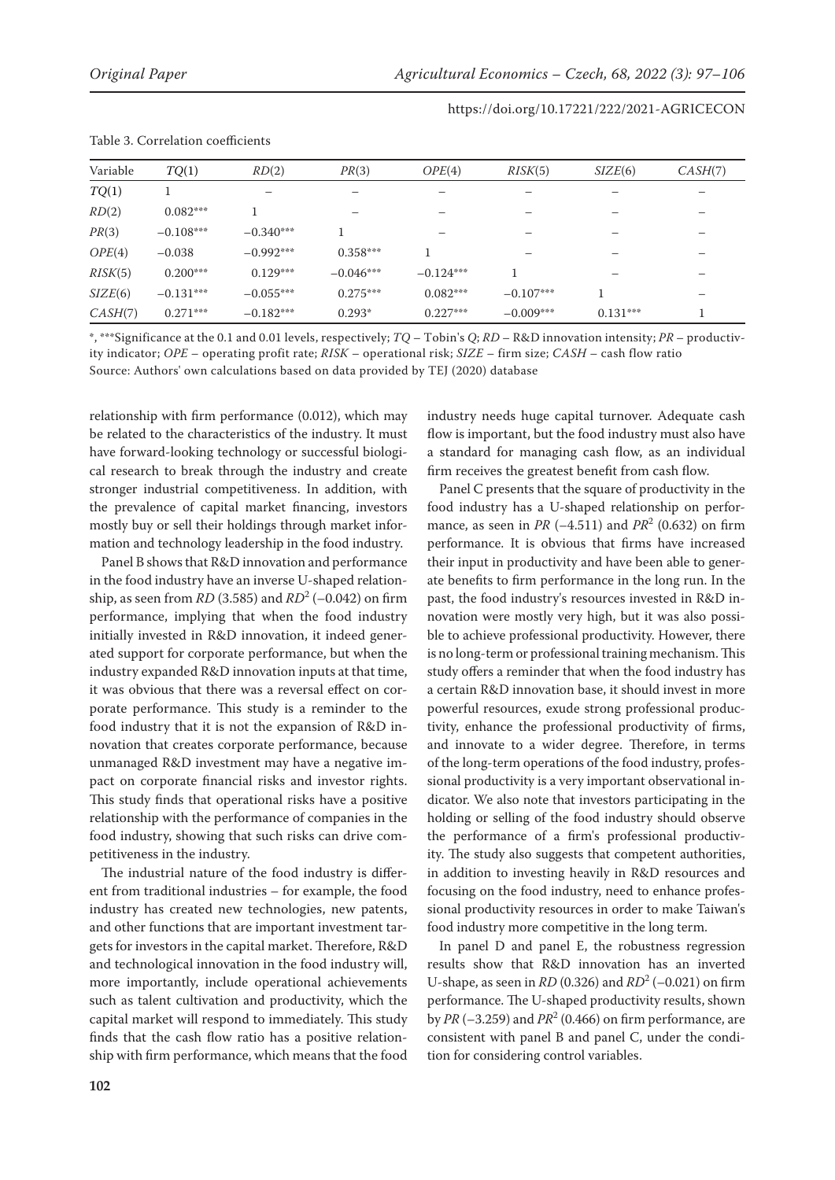Table 3. Correlation coefficients

| Variable | *TQ*(1) | *RD*(2) | *PR*(3) | *OPE*(4) | *RISK*(5) | *SIZE*(6) | *CASH*(7) |
|---|---|---|---|---|---|---|---|
| *TQ*(1) | 1 | – | – | – | – | – | – |
| *RD*(2) | 0.082*** | 1 | – | – | – | – | – |
| *PR*(3) | −0.108*** | −0.340*** | 1 | – | – | – | – |
| *OPE*(4) | −0.038 | −0.992*** | 0.358*** | 1 | – | – | – |
| *RISK*(5) | 0.200*** | 0.129*** | −0.046*** | −0.124*** | 1 | – | – |
| *SIZE*(6) | −0.131*** | −0.055*** | 0.275*** | 0.082*** | −0.107*** | 1 | – |
| *CASH*(7) | 0.271*** | −0.182*** | 0.293* | 0.227*** | −0.009*** | 0.131*** | 1 |

*, ***Significance at the 0.1 and 0.01 levels, respectively; *TQ* – Tobin's *Q*; *RD* – R&D innovation intensity; *PR* – productivity indicator; *OPE* – operating profit rate; *RISK* – operational risk; *SIZE* – firm size; *CASH* – cash flow ratio
Source: Authors' own calculations based on data provided by TEJ (2020) database

relationship with firm performance (0.012), which may be related to the characteristics of the industry. It must have forward-looking technology or successful biological research to break through the industry and create stronger industrial competitiveness. In addition, with the prevalence of capital market financing, investors mostly buy or sell their holdings through market information and technology leadership in the food industry.

Panel B shows that R&D innovation and performance in the food industry have an inverse U-shaped relationship, as seen from *RD* (3.585) and $RD^2$ (−0.042) on firm performance, implying that when the food industry initially invested in R&D innovation, it indeed generated support for corporate performance, but when the industry expanded R&D innovation inputs at that time, it was obvious that there was a reversal effect on corporate performance. This study is a reminder to the food industry that it is not the expansion of R&D innovation that creates corporate performance, because unmanaged R&D investment may have a negative impact on corporate financial risks and investor rights. This study finds that operational risks have a positive relationship with the performance of companies in the food industry, showing that such risks can drive competitiveness in the industry.

The industrial nature of the food industry is different from traditional industries – for example, the food industry has created new technologies, new patents, and other functions that are important investment targets for investors in the capital market. Therefore, R&D and technological innovation in the food industry will, more importantly, include operational achievements such as talent cultivation and productivity, which the capital market will respond to immediately. This study finds that the cash flow ratio has a positive relationship with firm performance, which means that the food industry needs huge capital turnover. Adequate cash flow is important, but the food industry must also have a standard for managing cash flow, as an individual firm receives the greatest benefit from cash flow.

Panel C presents that the square of productivity in the food industry has a U-shaped relationship on performance, as seen in *PR* (−4.511) and $PR^2$ (0.632) on firm performance. It is obvious that firms have increased their input in productivity and have been able to generate benefits to firm performance in the long run. In the past, the food industry's resources invested in R&D innovation were mostly very high, but it was also possible to achieve professional productivity. However, there is no long-term or professional training mechanism. This study offers a reminder that when the food industry has a certain R&D innovation base, it should invest in more powerful resources, exude strong professional productivity, enhance the professional productivity of firms, and innovate to a wider degree. Therefore, in terms of the long-term operations of the food industry, professional productivity is a very important observational indicator. We also note that investors participating in the holding or selling of the food industry should observe the performance of a firm's professional productivity. The study also suggests that competent authorities, in addition to investing heavily in R&D resources and focusing on the food industry, need to enhance professional productivity resources in order to make Taiwan's food industry more competitive in the long term.

In panel D and panel E, the robustness regression results show that R&D innovation has an inverted U-shape, as seen in *RD* (0.326) and $RD^2$ (−0.021) on firm performance. The U-shaped productivity results, shown by *PR* (−3.259) and $PR^2$ (0.466) on firm performance, are consistent with panel B and panel C, under the condition for considering control variables.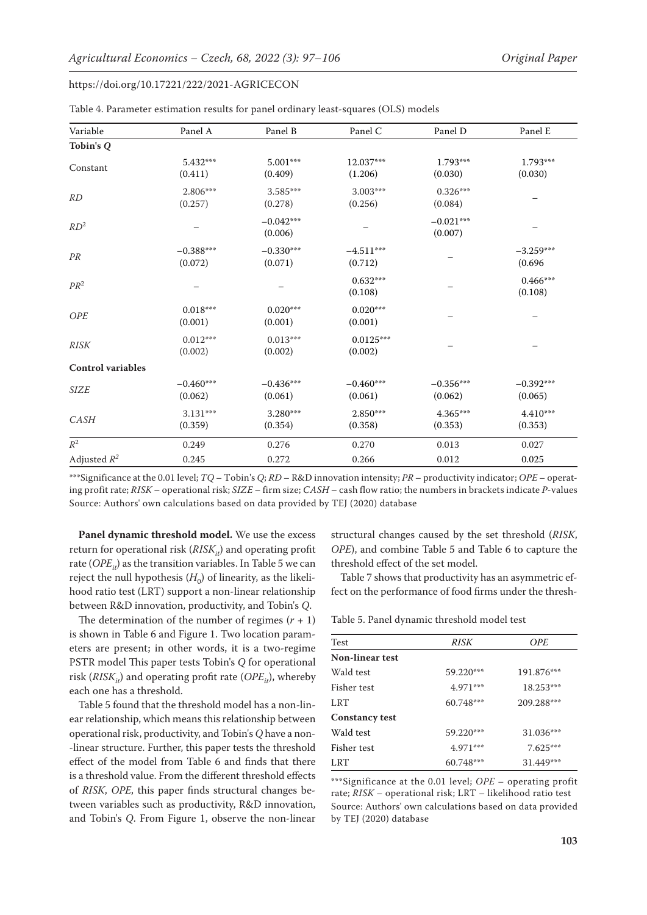https://doi.org/10.17221/222/2021-AGRICECON

Table 4. Parameter estimation results for panel ordinary least-squares (OLS) models

| Variable | Panel A | Panel B | Panel C | Panel D | Panel E |
|---|---|---|---|---|---|
| **Tobin's Q** | | | | | |
| Constant | 5.432*** (0.411) | 5.001*** (0.409) | 12.037*** (1.206) | 1.793*** (0.030) | 1.793*** (0.030) |
| *RD* | 2.806*** (0.257) | 3.585*** (0.278) | 3.003*** (0.256) | 0.326*** (0.084) | – |
| $RD^2$ | – | −0.042*** (0.006) | – | −0.021*** (0.007) | – |
| *PR* | −0.388*** (0.072) | −0.330*** (0.071) | −4.511*** (0.712) | – | −3.259*** (0.696 |
| $PR^2$ | – | – | 0.632*** (0.108) | – | 0.466*** (0.108) |
| *OPE* | 0.018*** (0.001) | 0.020*** (0.001) | 0.020*** (0.001) | – | – |
| *RISK* | 0.012*** (0.002) | 0.013*** (0.002) | 0.0125*** (0.002) | – | – |
| **Control variables** | | | | | |
| *SIZE* | −0.460*** (0.062) | −0.436*** (0.061) | −0.460*** (0.061) | −0.356*** (0.062) | −0.392*** (0.065) |
| *CASH* | 3.131*** (0.359) | 3.280*** (0.354) | 2.850*** (0.358) | 4.365*** (0.353) | 4.410*** (0.353) |
| $R^2$ | 0.249 | 0.276 | 0.270 | 0.013 | 0.027 |
| Adjusted $R^2$ | 0.245 | 0.272 | 0.266 | 0.012 | 0.025 |

***Significance at the 0.01 level; *TQ* – Tobin's *Q*; *RD* – R&D innovation intensity; *PR* – productivity indicator; *OPE* – operating profit rate; *RISK* – operational risk; *SIZE* – firm size; *CASH* – cash flow ratio; the numbers in brackets indicate *P*-values
Source: Authors' own calculations based on data provided by TEJ (2020) database

**Panel dynamic threshold model.** We use the excess return for operational risk ($RISK_{it}$) and operating profit rate ($OPE_{it}$) as the transition variables. In Table 5 we can reject the null hypothesis ($H_0$) of linearity, as the likelihood ratio test (LRT) support a non-linear relationship between R&D innovation, productivity, and Tobin's *Q*.

The determination of the number of regimes ($r + 1$) is shown in Table 6 and Figure 1. Two location parameters are present; in other words, it is a two-regime PSTR model This paper tests Tobin's *Q* for operational risk ($RISK_{it}$) and operating profit rate ($OPE_{it}$), whereby each one has a threshold.

Table 5 found that the threshold model has a non-linear relationship, which means this relationship between operational risk, productivity, and Tobin's *Q* have a non-linear structure. Further, this paper tests the threshold effect of the model from Table 6 and finds that there is a threshold value. From the different threshold effects of *RISK*, *OPE*, this paper finds structural changes between variables such as productivity, R&D innovation, and Tobin's *Q*. From Figure 1, observe the non-linear structural changes caused by the set threshold (*RISK*, *OPE*), and combine Table 5 and Table 6 to capture the threshold effect of the set model.

Table 7 shows that productivity has an asymmetric effect on the performance of food firms under the thresh-

Table 5. Panel dynamic threshold model test

| Test | *RISK* | *OPE* |
|---|---|---|
| **Non-linear test** | | |
| Wald test | 59.220*** | 191.876*** |
| Fisher test | 4.971*** | 18.253*** |
| LRT | 60.748*** | 209.288*** |
| **Constancy test** | | |
| Wald test | 59.220*** | 31.036*** |
| Fisher test | 4.971*** | 7.625*** |
| LRT | 60.748*** | 31.449*** |

***Significance at the 0.01 level; *OPE* – operating profit rate; *RISK* – operational risk; LRT – likelihood ratio test
Source: Authors' own calculations based on data provided by TEJ (2020) database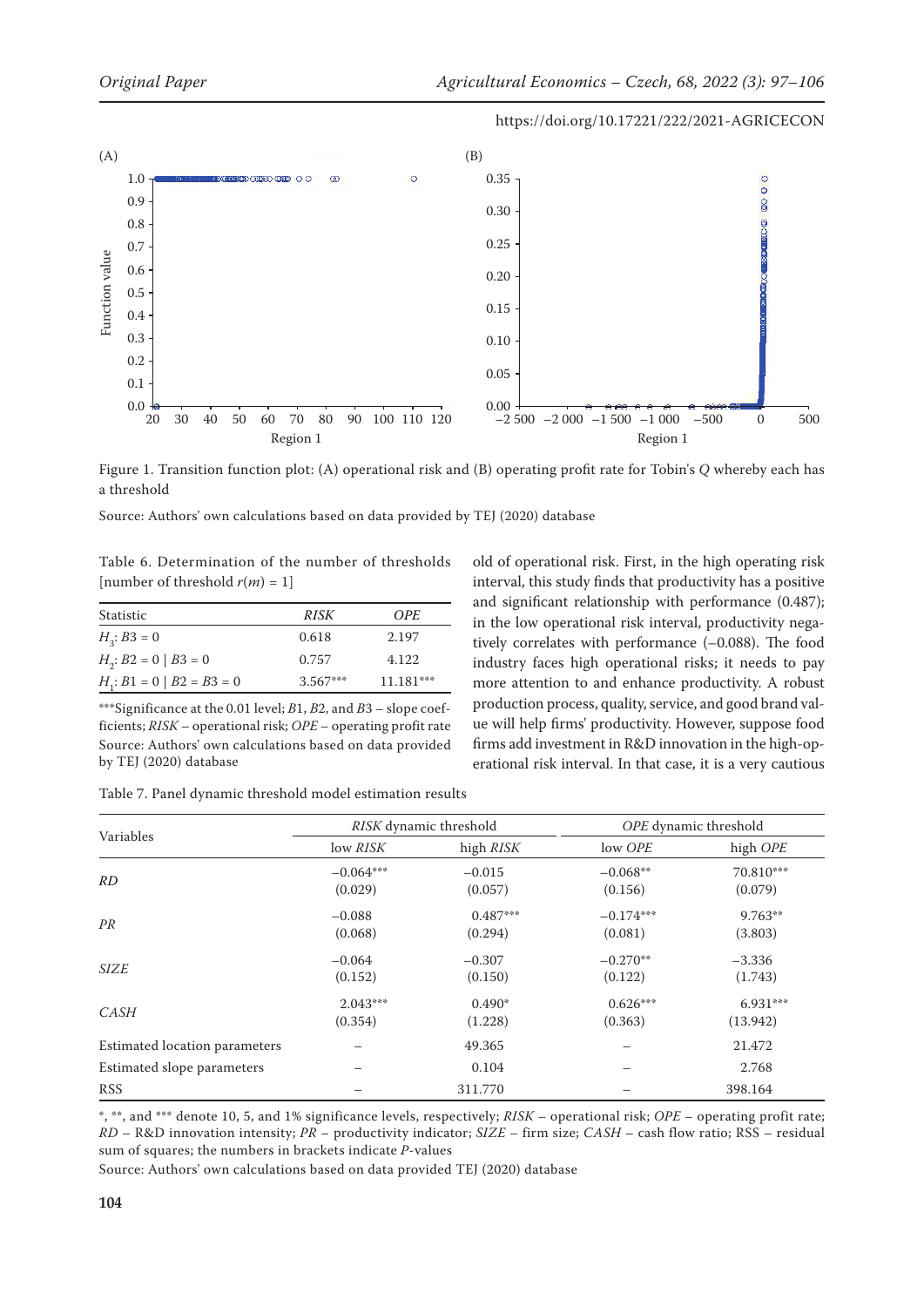Figure 1. Transition function plot: (A) operational risk and (B) operating profit rate for Tobin's *Q* whereby each has a threshold

Source: Authors' own calculations based on data provided by TEJ (2020) database

Table 6. Determination of the number of thresholds [number of threshold $r(m) = 1$]

| Statistic | *RISK* | *OPE* |
|---|---|---|
| $H_3$: $B3 = 0$ | 0.618 | 2.197 |
| $H_2$: $B2 = 0 \mid B3 = 0$ | 0.757 | 4.122 |
| $H_1$: $B1 = 0 \mid B2 = B3 = 0$ | 3.567*** | 11.181*** |

***Significance at the 0.01 level; *B*1, *B*2, and *B*3 – slope coefficients; *RISK* – operational risk; *OPE* – operating profit rate
Source: Authors' own calculations based on data provided by TEJ (2020) database

old of operational risk. First, in the high operating risk interval, this study finds that productivity has a positive and significant relationship with performance (0.487); in the low operational risk interval, productivity negatively correlates with performance (–0.088). The food industry faces high operational risks; it needs to pay more attention to and enhance productivity. A robust production process, quality, service, and good brand value will help firms' productivity. However, suppose food firms add investment in R&D innovation in the high-operational risk interval. In that case, it is a very cautious

Table 7. Panel dynamic threshold model estimation results

| Variables | *RISK* dynamic threshold | | *OPE* dynamic threshold | |
|---|---|---|---|---|
| | low *RISK* | high *RISK* | low *OPE* | high *OPE* |
| *RD* | −0.064*** (0.029) | −0.015 (0.057) | −0.068** (0.156) | 70.810*** (0.079) |
| *PR* | −0.088 (0.068) | 0.487*** (0.294) | −0.174*** (0.081) | 9.763** (3.803) |
| *SIZE* | −0.064 (0.152) | −0.307 (0.150) | −0.270** (0.122) | −3.336 (1.743) |
| *CASH* | 2.043*** (0.354) | 0.490* (1.228) | 0.626*** (0.363) | 6.931*** (13.942) |
| Estimated location parameters | – | 49.365 | – | 21.472 |
| Estimated slope parameters | – | 0.104 | – | 2.768 |
| RSS | – | 311.770 | – | 398.164 |

*, **, and *** denote 10, 5, and 1% significance levels, respectively; *RISK* – operational risk; *OPE* – operating profit rate; *RD* – R&D innovation intensity; *PR* – productivity indicator; *SIZE* – firm size; *CASH* – cash flow ratio; RSS – residual sum of squares; the numbers in brackets indicate *P*-values

Source: Authors' own calculations based on data provided TEJ (2020) database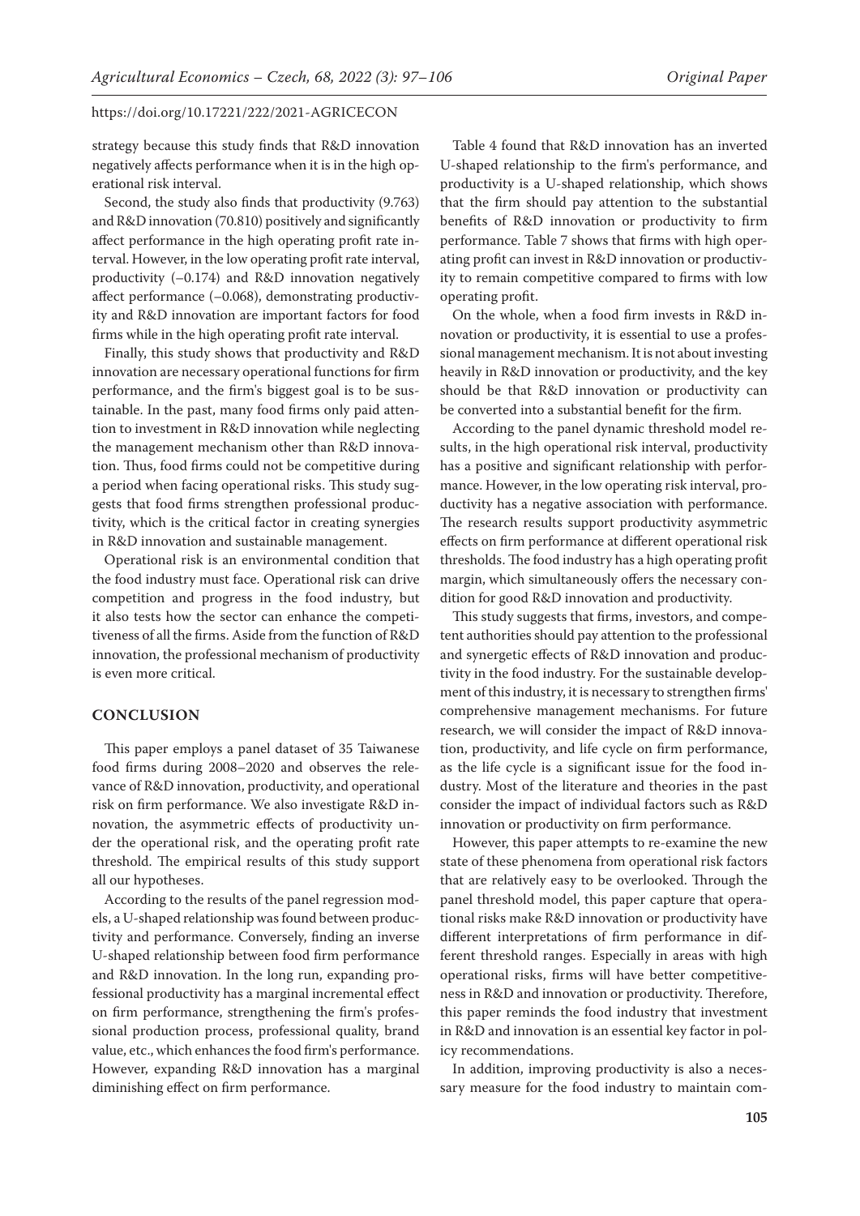strategy because this study finds that R&D innovation negatively affects performance when it is in the high operational risk interval.

Second, the study also finds that productivity (9.763) and R&D innovation (70.810) positively and significantly affect performance in the high operating profit rate interval. However, in the low operating profit rate interval, productivity (–0.174) and R&D innovation negatively affect performance (–0.068), demonstrating productivity and R&D innovation are important factors for food firms while in the high operating profit rate interval.

Finally, this study shows that productivity and R&D innovation are necessary operational functions for firm performance, and the firm's biggest goal is to be sustainable. In the past, many food firms only paid attention to investment in R&D innovation while neglecting the management mechanism other than R&D innovation. Thus, food firms could not be competitive during a period when facing operational risks. This study suggests that food firms strengthen professional productivity, which is the critical factor in creating synergies in R&D innovation and sustainable management.

Operational risk is an environmental condition that the food industry must face. Operational risk can drive competition and progress in the food industry, but it also tests how the sector can enhance the competitiveness of all the firms. Aside from the function of R&D innovation, the professional mechanism of productivity is even more critical.

## CONCLUSION

This paper employs a panel dataset of 35 Taiwanese food firms during 2008–2020 and observes the relevance of R&D innovation, productivity, and operational risk on firm performance. We also investigate R&D innovation, the asymmetric effects of productivity under the operational risk, and the operating profit rate threshold. The empirical results of this study support all our hypotheses.

According to the results of the panel regression models, a U-shaped relationship was found between productivity and performance. Conversely, finding an inverse U-shaped relationship between food firm performance and R&D innovation. In the long run, expanding professional productivity has a marginal incremental effect on firm performance, strengthening the firm's professional production process, professional quality, brand value, etc., which enhances the food firm's performance. However, expanding R&D innovation has a marginal diminishing effect on firm performance.

Table 4 found that R&D innovation has an inverted U-shaped relationship to the firm's performance, and productivity is a U-shaped relationship, which shows that the firm should pay attention to the substantial benefits of R&D innovation or productivity to firm performance. Table 7 shows that firms with high operating profit can invest in R&D innovation or productivity to remain competitive compared to firms with low operating profit.

On the whole, when a food firm invests in R&D innovation or productivity, it is essential to use a professional management mechanism. It is not about investing heavily in R&D innovation or productivity, and the key should be that R&D innovation or productivity can be converted into a substantial benefit for the firm.

According to the panel dynamic threshold model results, in the high operational risk interval, productivity has a positive and significant relationship with performance. However, in the low operating risk interval, productivity has a negative association with performance. The research results support productivity asymmetric effects on firm performance at different operational risk thresholds. The food industry has a high operating profit margin, which simultaneously offers the necessary condition for good R&D innovation and productivity.

This study suggests that firms, investors, and competent authorities should pay attention to the professional and synergetic effects of R&D innovation and productivity in the food industry. For the sustainable development of this industry, it is necessary to strengthen firms' comprehensive management mechanisms. For future research, we will consider the impact of R&D innovation, productivity, and life cycle on firm performance, as the life cycle is a significant issue for the food industry. Most of the literature and theories in the past consider the impact of individual factors such as R&D innovation or productivity on firm performance.

However, this paper attempts to re-examine the new state of these phenomena from operational risk factors that are relatively easy to be overlooked. Through the panel threshold model, this paper capture that operational risks make R&D innovation or productivity have different interpretations of firm performance in different threshold ranges. Especially in areas with high operational risks, firms will have better competitiveness in R&D and innovation or productivity. Therefore, this paper reminds the food industry that investment in R&D and innovation is an essential key factor in policy recommendations.

In addition, improving productivity is also a necessary measure for the food industry to maintain com-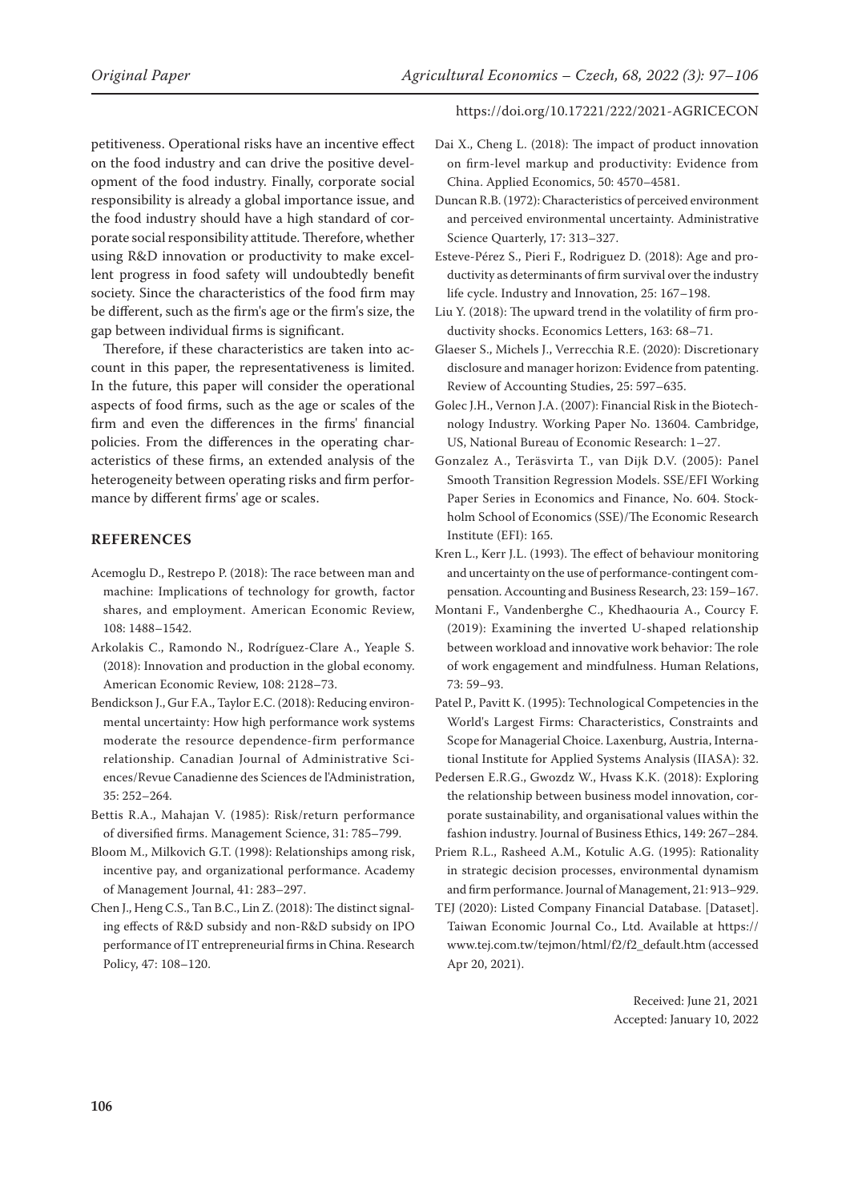petitiveness. Operational risks have an incentive effect on the food industry and can drive the positive development of the food industry. Finally, corporate social responsibility is already a global importance issue, and the food industry should have a high standard of corporate social responsibility attitude. Therefore, whether using R&D innovation or productivity to make excellent progress in food safety will undoubtedly benefit society. Since the characteristics of the food firm may be different, such as the firm's age or the firm's size, the gap between individual firms is significant.

Therefore, if these characteristics are taken into account in this paper, the representativeness is limited. In the future, this paper will consider the operational aspects of food firms, such as the age or scales of the firm and even the differences in the firms' financial policies. From the differences in the operating characteristics of these firms, an extended analysis of the heterogeneity between operating risks and firm performance by different firms' age or scales.

## REFERENCES

Acemoglu D., Restrepo P. (2018): The race between man and machine: Implications of technology for growth, factor shares, and employment. American Economic Review, 108: 1488–1542.

Arkolakis C., Ramondo N., Rodríguez-Clare A., Yeaple S. (2018): Innovation and production in the global economy. American Economic Review, 108: 2128–73.

Bendickson J., Gur F.A., Taylor E.C. (2018): Reducing environmental uncertainty: How high performance work systems moderate the resource dependence-firm performance relationship. Canadian Journal of Administrative Sciences/Revue Canadienne des Sciences de l'Administration, 35: 252–264.

Bettis R.A., Mahajan V. (1985): Risk/return performance of diversified firms. Management Science, 31: 785–799.

Bloom M., Milkovich G.T. (1998): Relationships among risk, incentive pay, and organizational performance. Academy of Management Journal, 41: 283–297.

Chen J., Heng C.S., Tan B.C., Lin Z. (2018): The distinct signaling effects of R&D subsidy and non-R&D subsidy on IPO performance of IT entrepreneurial firms in China. Research Policy, 47: 108–120.

Dai X., Cheng L. (2018): The impact of product innovation on firm-level markup and productivity: Evidence from China. Applied Economics, 50: 4570–4581.

Duncan R.B. (1972): Characteristics of perceived environment and perceived environmental uncertainty. Administrative Science Quarterly, 17: 313–327.

Esteve-Pérez S., Pieri F., Rodriguez D. (2018): Age and productivity as determinants of firm survival over the industry life cycle. Industry and Innovation, 25: 167–198.

Liu Y. (2018): The upward trend in the volatility of firm productivity shocks. Economics Letters, 163: 68–71.

Glaeser S., Michels J., Verrecchia R.E. (2020): Discretionary disclosure and manager horizon: Evidence from patenting. Review of Accounting Studies, 25: 597–635.

Golec J.H., Vernon J.A. (2007): Financial Risk in the Biotechnology Industry. Working Paper No. 13604. Cambridge, US, National Bureau of Economic Research: 1–27.

Gonzalez A., Teräsvirta T., van Dijk D.V. (2005): Panel Smooth Transition Regression Models. SSE/EFI Working Paper Series in Economics and Finance, No. 604. Stockholm School of Economics (SSE)/The Economic Research Institute (EFI): 165.

Kren L., Kerr J.L. (1993). The effect of behaviour monitoring and uncertainty on the use of performance-contingent compensation. Accounting and Business Research, 23: 159–167.

Montani F., Vandenberghe C., Khedhaouria A., Courcy F. (2019): Examining the inverted U-shaped relationship between workload and innovative work behavior: The role of work engagement and mindfulness. Human Relations, 73: 59–93.

Patel P., Pavitt K. (1995): Technological Competencies in the World's Largest Firms: Characteristics, Constraints and Scope for Managerial Choice. Laxenburg, Austria, International Institute for Applied Systems Analysis (IIASA): 32.

Pedersen E.R.G., Gwozdz W., Hvass K.K. (2018): Exploring the relationship between business model innovation, corporate sustainability, and organisational values within the fashion industry. Journal of Business Ethics, 149: 267–284.

Priem R.L., Rasheed A.M., Kotulic A.G. (1995): Rationality in strategic decision processes, environmental dynamism and firm performance. Journal of Management, 21: 913–929.

TEJ (2020): Listed Company Financial Database. [Dataset]. Taiwan Economic Journal Co., Ltd. Available at https://www.tej.com.tw/tejmon/html/f2/f2_default.htm (accessed Apr 20, 2021).

Received: June 21, 2021
Accepted: January 10, 2022